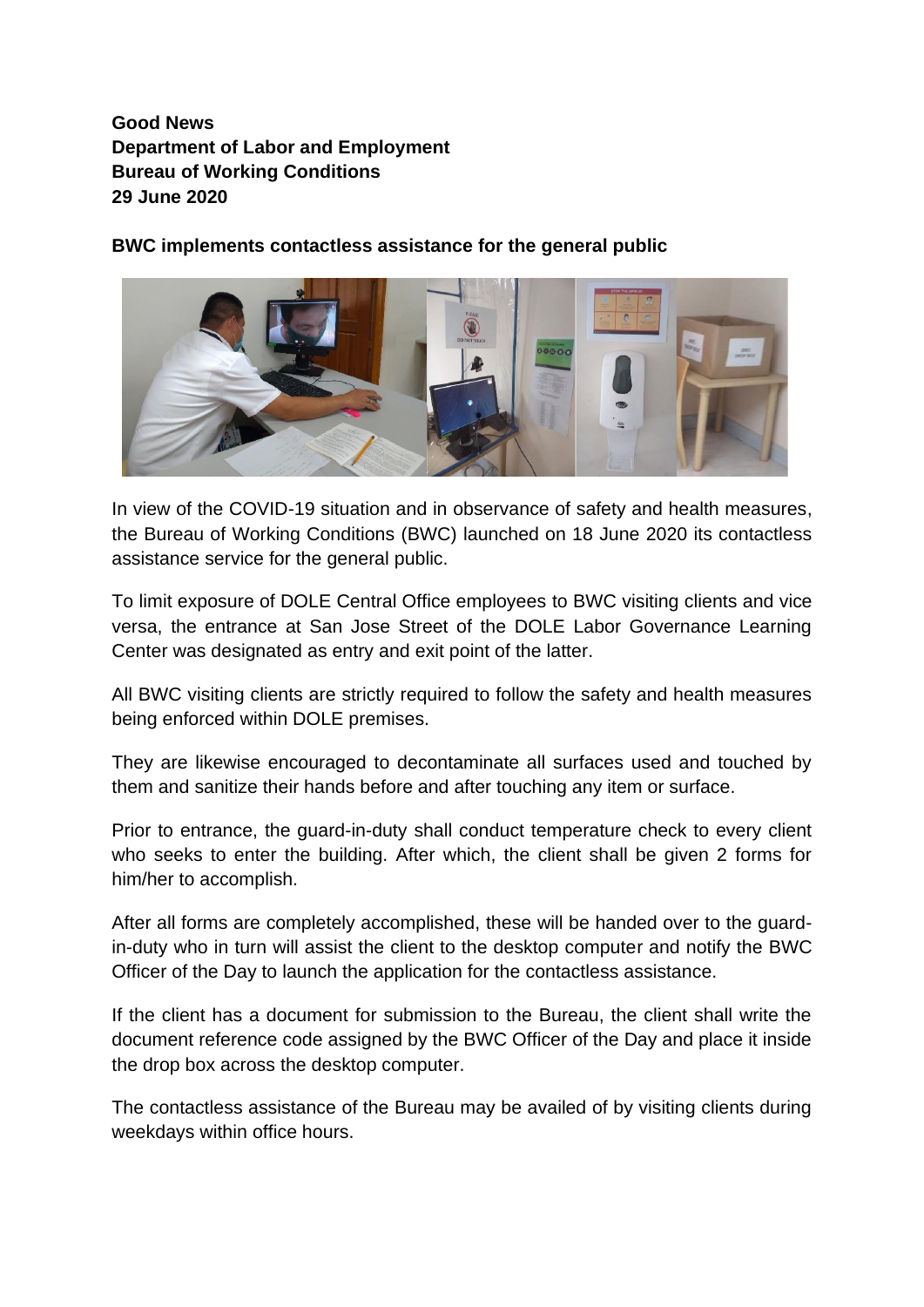**Good News**
**Department of Labor and Employment**
**Bureau of Working Conditions**
**29 June 2020**

**BWC implements contactless assistance for the general public**

In view of the COVID-19 situation and in observance of safety and health measures, the Bureau of Working Conditions (BWC) launched on 18 June 2020 its contactless assistance service for the general public.

To limit exposure of DOLE Central Office employees to BWC visiting clients and vice versa, the entrance at San Jose Street of the DOLE Labor Governance Learning Center was designated as entry and exit point of the latter.

All BWC visiting clients are strictly required to follow the safety and health measures being enforced within DOLE premises.

They are likewise encouraged to decontaminate all surfaces used and touched by them and sanitize their hands before and after touching any item or surface.

Prior to entrance, the guard-in-duty shall conduct temperature check to every client who seeks to enter the building. After which, the client shall be given 2 forms for him/her to accomplish.

After all forms are completely accomplished, these will be handed over to the guard-in-duty who in turn will assist the client to the desktop computer and notify the BWC Officer of the Day to launch the application for the contactless assistance.

If the client has a document for submission to the Bureau, the client shall write the document reference code assigned by the BWC Officer of the Day and place it inside the drop box across the desktop computer.

The contactless assistance of the Bureau may be availed of by visiting clients during weekdays within office hours.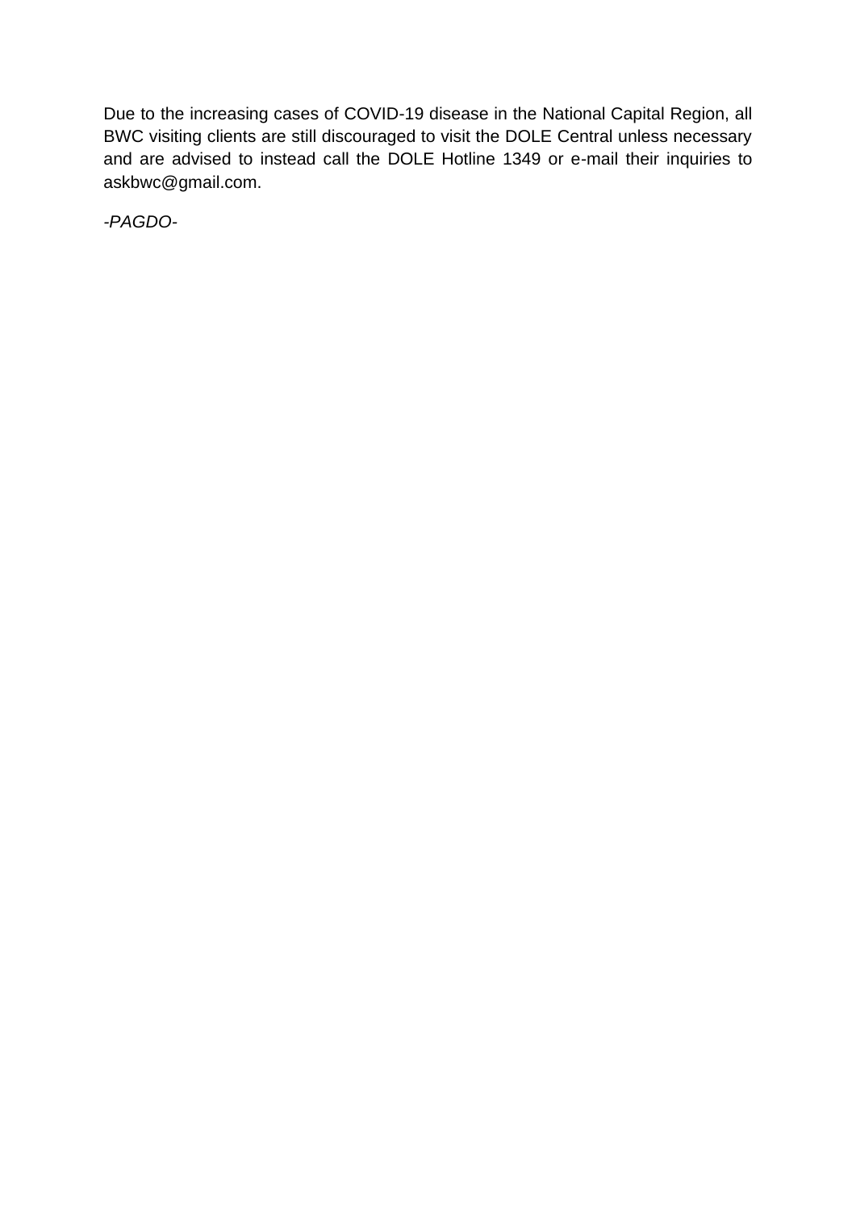Due to the increasing cases of COVID-19 disease in the National Capital Region, all BWC visiting clients are still discouraged to visit the DOLE Central unless necessary and are advised to instead call the DOLE Hotline 1349 or e-mail their inquiries to askbwc@gmail.com.

*-PAGDO-*